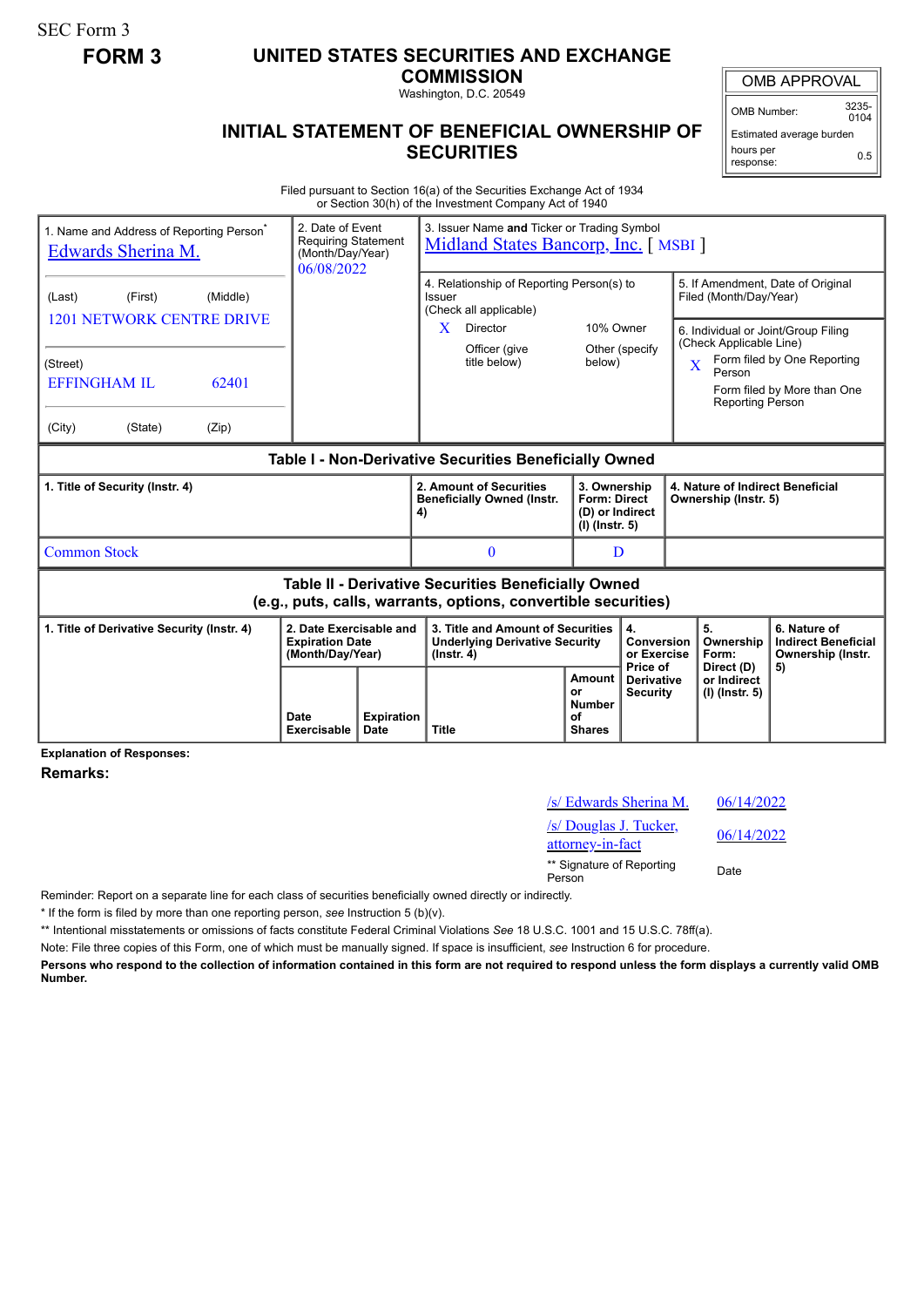SEC Form 3

**FORM 3**

# UNITED STATES SECURITIES AND EXCHANGE COMMISSION

Washington, D.C. 20549

## INITIAL STATEMENT OF BENEFICIAL OWNERSHIP OF SECURITIES

| OMB APPROVAL | |
|---|---|
| OMB Number: | 3235-0104 |
| Estimated average burden hours per response: | 0.5 |

Filed pursuant to Section 16(a) of the Securities Exchange Act of 1934 or Section 30(h) of the Investment Company Act of 1940

| 1. Name and Address of Reporting Person* | 2. Date of Event Requiring Statement (Month/Day/Year) | 3. Issuer Name and Ticker or Trading Symbol |
|---|---|---|
| Edwards Sherina M. | 06/08/2022 | Midland States Bancorp, Inc. [ MSBI ] |
| (Last) (First) (Middle)<br>1201 NETWORK CENTRE DRIVE | | 4. Relationship of Reporting Person(s) to Issuer (Check all applicable)<br>X Director<br>10% Owner<br>Officer (give title below)<br>Other (specify below) |
| (Street)<br>EFFINGHAM IL 62401 | | 5. If Amendment, Date of Original Filed (Month/Day/Year) |
| (City) (State) (Zip) | | 6. Individual or Joint/Group Filing (Check Applicable Line)<br>X Form filed by One Reporting Person<br>Form filed by More than One Reporting Person |

### Table I - Non-Derivative Securities Beneficially Owned

| 1. Title of Security (Instr. 4) | 2. Amount of Securities Beneficially Owned (Instr. 4) | 3. Ownership Form: Direct (D) or Indirect (I) (Instr. 5) | 4. Nature of Indirect Beneficial Ownership (Instr. 5) |
|---|---|---|---|
| Common Stock | 0 | D | |

### Table II - Derivative Securities Beneficially Owned (e.g., puts, calls, warrants, options, convertible securities)

| 1. Title of Derivative Security (Instr. 4) | 2. Date Exercisable and Expiration Date (Month/Day/Year) | | 3. Title and Amount of Securities Underlying Derivative Security (Instr. 4) | | 4. Conversion or Exercise Price of Derivative Security | 5. Ownership Form: Direct (D) or Indirect (I) (Instr. 5) | 6. Nature of Indirect Beneficial Ownership (Instr. 5) |
|---|---|---|---|---|---|---|---|
| | Date Exercisable | Expiration Date | Title | Amount or Number of Shares | | | |

**Explanation of Responses:**

**Remarks:**

| | |
|---|---|
| /s/ Edwards Sherina M. | 06/14/2022 |
| /s/ Douglas J. Tucker, attorney-in-fact | 06/14/2022 |
| ** Signature of Reporting Person | Date |

Reminder: Report on a separate line for each class of securities beneficially owned directly or indirectly.

* If the form is filed by more than one reporting person, *see* Instruction 5 (b)(v).

** Intentional misstatements or omissions of facts constitute Federal Criminal Violations *See* 18 U.S.C. 1001 and 15 U.S.C. 78ff(a).

Note: File three copies of this Form, one of which must be manually signed. If space is insufficient, *see* Instruction 6 for procedure.

**Persons who respond to the collection of information contained in this form are not required to respond unless the form displays a currently valid OMB Number.**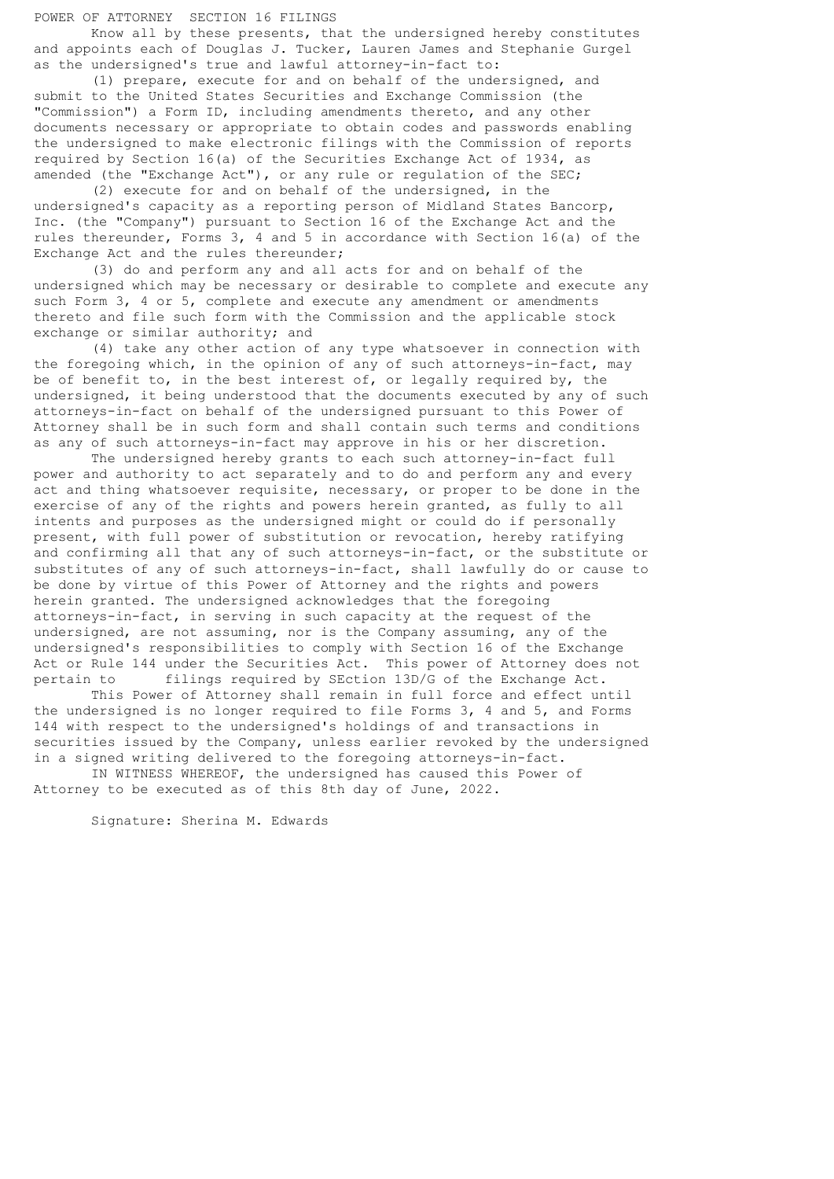# POWER OF ATTORNEY SECTION 16 FILINGS

Know all by these presents, that the undersigned hereby constitutes and appoints each of Douglas J. Tucker, Lauren James and Stephanie Gurgel as the undersigned's true and lawful attorney-in-fact to:

(1) prepare, execute for and on behalf of the undersigned, and submit to the United States Securities and Exchange Commission (the "Commission") a Form ID, including amendments thereto, and any other documents necessary or appropriate to obtain codes and passwords enabling the undersigned to make electronic filings with the Commission of reports required by Section 16(a) of the Securities Exchange Act of 1934, as amended (the "Exchange Act"), or any rule or regulation of the SEC;

(2) execute for and on behalf of the undersigned, in the undersigned's capacity as a reporting person of Midland States Bancorp, Inc. (the "Company") pursuant to Section 16 of the Exchange Act and the rules thereunder, Forms 3, 4 and 5 in accordance with Section 16(a) of the Exchange Act and the rules thereunder;

(3) do and perform any and all acts for and on behalf of the undersigned which may be necessary or desirable to complete and execute any such Form 3, 4 or 5, complete and execute any amendment or amendments thereto and file such form with the Commission and the applicable stock exchange or similar authority; and

(4) take any other action of any type whatsoever in connection with the foregoing which, in the opinion of any of such attorneys-in-fact, may be of benefit to, in the best interest of, or legally required by, the undersigned, it being understood that the documents executed by any of such attorneys-in-fact on behalf of the undersigned pursuant to this Power of Attorney shall be in such form and shall contain such terms and conditions as any of such attorneys-in-fact may approve in his or her discretion.

The undersigned hereby grants to each such attorney-in-fact full power and authority to act separately and to do and perform any and every act and thing whatsoever requisite, necessary, or proper to be done in the exercise of any of the rights and powers herein granted, as fully to all intents and purposes as the undersigned might or could do if personally present, with full power of substitution or revocation, hereby ratifying and confirming all that any of such attorneys-in-fact, or the substitute or substitutes of any of such attorneys-in-fact, shall lawfully do or cause to be done by virtue of this Power of Attorney and the rights and powers herein granted. The undersigned acknowledges that the foregoing attorneys-in-fact, in serving in such capacity at the request of the undersigned, are not assuming, nor is the Company assuming, any of the undersigned's responsibilities to comply with Section 16 of the Exchange Act or Rule 144 under the Securities Act. This power of Attorney does not pertain to filings required by SEction 13D/G of the Exchange Act.

This Power of Attorney shall remain in full force and effect until the undersigned is no longer required to file Forms 3, 4 and 5, and Forms 144 with respect to the undersigned's holdings of and transactions in securities issued by the Company, unless earlier revoked by the undersigned in a signed writing delivered to the foregoing attorneys-in-fact.

IN WITNESS WHEREOF, the undersigned has caused this Power of Attorney to be executed as of this 8th day of June, 2022.

Signature: Sherina M. Edwards